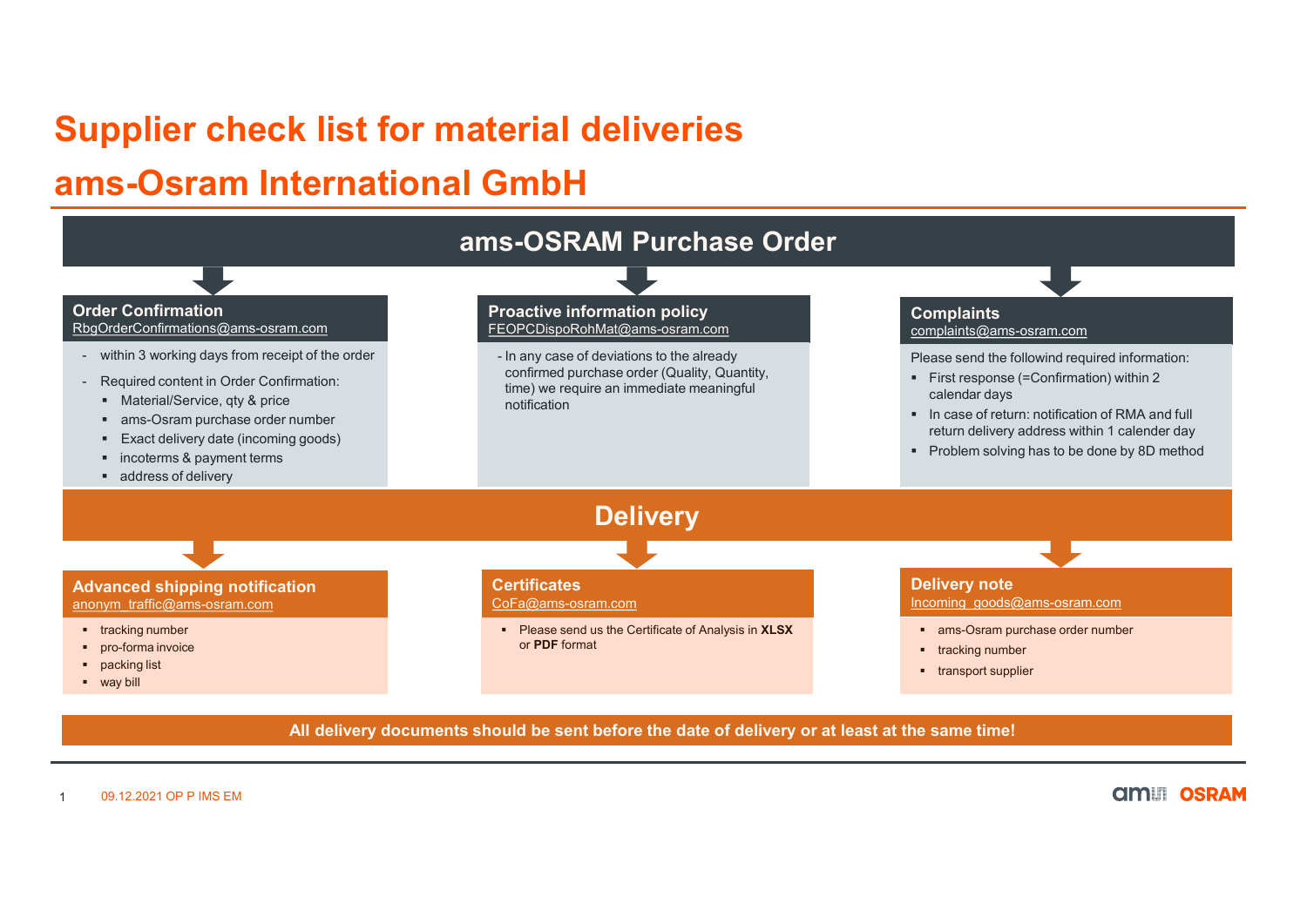# Supplier check list for material deliveries

# ams-Osram International GmbH

## ams-OSRAM Purchase Order

### Order Confirmation
RbgOrderConfirmations@ams-osram.com

- within 3 working days from receipt of the order
- Required content in Order Confirmation:
  - Material/Service, qty & price
  - ams-Osram purchase order number
  - Exact delivery date (incoming goods)
  - incoterms & payment terms
  - address of delivery

### Proactive information policy
FEOPCDispoRohMat@ams-osram.com

- In any case of deviations to the already confirmed purchase order (Quality, Quantity, time) we require an immediate meaningful notification

### Complaints
complaints@ams-osram.com

Please send the followind required information:

- First response (=Confirmation) within 2 calendar days
- In case of return: notification of RMA and full return delivery address within 1 calender day
- Problem solving has to be done by 8D method

## Delivery

### Advanced shipping notification
anonym_traffic@ams-osram.com

- tracking number
- pro-forma invoice
- packing list
- way bill

### Certificates
CoFa@ams-osram.com

- Please send us the Certificate of Analysis in **XLSX** or **PDF** format

### Delivery note
Incoming_goods@ams-osram.com

- ams-Osram purchase order number
- tracking number
- transport supplier

**All delivery documents should be sent before the date of delivery or at least at the same time!**

09.12.2021 OP P IMS EM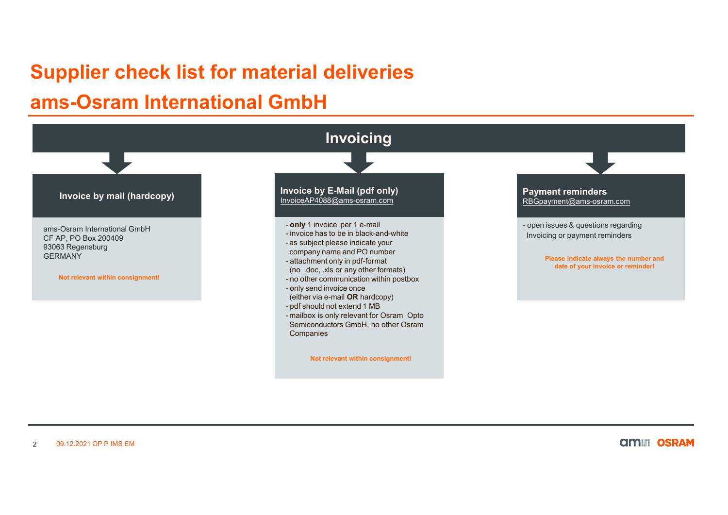# Supplier check list for material deliveries

# ams-Osram International GmbH

## Invoicing

### Invoice by mail (hardcopy)

ams-Osram International GmbH
CF AP, PO Box 200409
93063 Regensburg
GERMANY

**Not relevant within consignment!**

### Invoice by E-Mail (pdf only)

InvoiceAP4088@ams-osram.com

- **only** 1 invoice per 1 e-mail
- invoice has to be in black-and-white
- as subject please indicate your company name and PO number
- attachment only in pdf-format (no .doc, .xls or any other formats)
- no other communication within postbox
- only send invoice once (either via e-mail **OR** hardcopy)
- pdf should not extend 1 MB
- mailbox is only relevant for Osram Opto Semiconductors GmbH, no other Osram Companies

**Not relevant within consignment!**

### Payment reminders

RBGpayment@ams-osram.com

- open issues & questions regarding Invoicing or payment reminders

**Please indicate always the number and date of your invoice or reminder!**

09.12.2021 OP P IMS EM